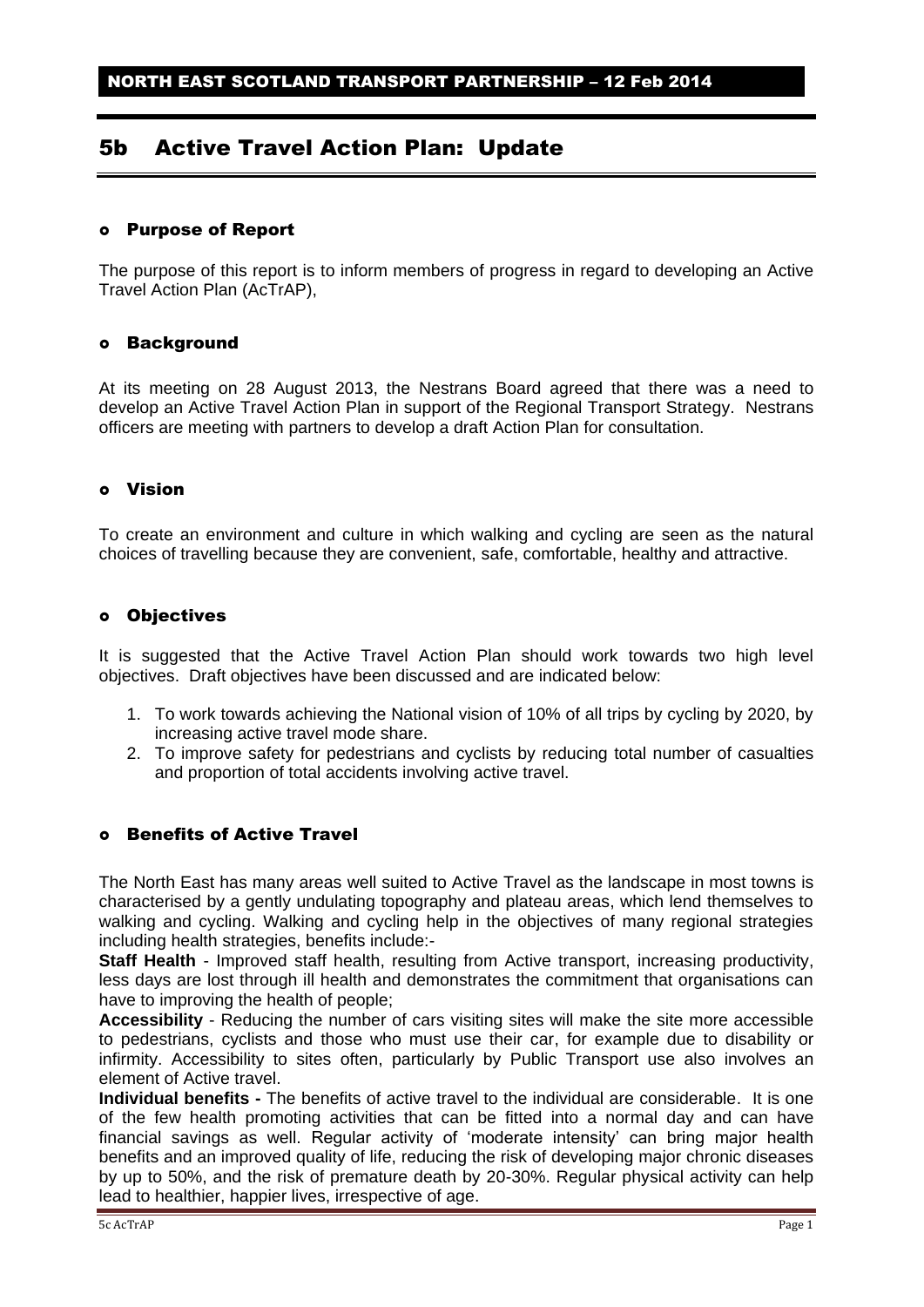NORTH EAST SCOTLAND TRANSPORT PARTNERSHIP – 12 Feb 2014

# 5b Active Travel Action Plan: Update

## Purpose of Report

The purpose of this report is to inform members of progress in regard to developing an Active Travel Action Plan (AcTrAP),

## Background

At its meeting on 28 August 2013, the Nestrans Board agreed that there was a need to develop an Active Travel Action Plan in support of the Regional Transport Strategy. Nestrans officers are meeting with partners to develop a draft Action Plan for consultation.

## Vision

To create an environment and culture in which walking and cycling are seen as the natural choices of travelling because they are convenient, safe, comfortable, healthy and attractive.

## Objectives

It is suggested that the Active Travel Action Plan should work towards two high level objectives. Draft objectives have been discussed and are indicated below:

1. To work towards achieving the National vision of 10% of all trips by cycling by 2020, by increasing active travel mode share.
2. To improve safety for pedestrians and cyclists by reducing total number of casualties and proportion of total accidents involving active travel.

## Benefits of Active Travel

The North East has many areas well suited to Active Travel as the landscape in most towns is characterised by a gently undulating topography and plateau areas, which lend themselves to walking and cycling. Walking and cycling help in the objectives of many regional strategies including health strategies, benefits include:-

**Staff Health** - Improved staff health, resulting from Active transport, increasing productivity, less days are lost through ill health and demonstrates the commitment that organisations can have to improving the health of people;

**Accessibility** - Reducing the number of cars visiting sites will make the site more accessible to pedestrians, cyclists and those who must use their car, for example due to disability or infirmity. Accessibility to sites often, particularly by Public Transport use also involves an element of Active travel.

**Individual benefits -** The benefits of active travel to the individual are considerable. It is one of the few health promoting activities that can be fitted into a normal day and can have financial savings as well. Regular activity of 'moderate intensity' can bring major health benefits and an improved quality of life, reducing the risk of developing major chronic diseases by up to 50%, and the risk of premature death by 20-30%. Regular physical activity can help lead to healthier, happier lives, irrespective of age.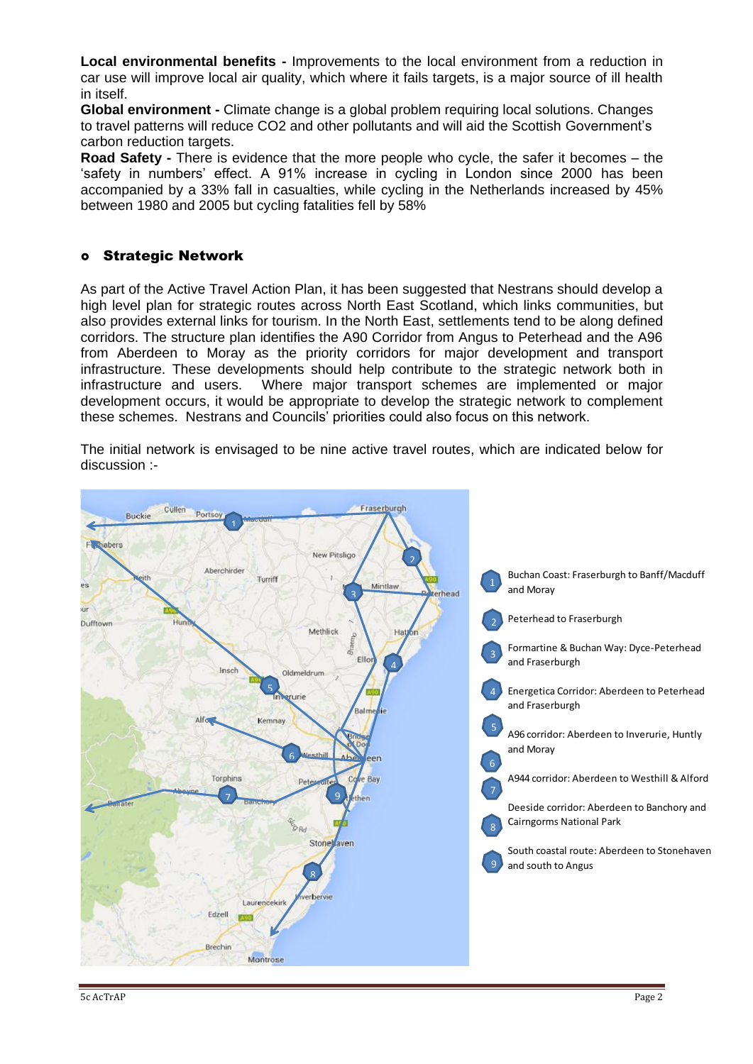**Local environmental benefits -** Improvements to the local environment from a reduction in car use will improve local air quality, which where it fails targets, is a major source of ill health in itself.

**Global environment -** Climate change is a global problem requiring local solutions. Changes to travel patterns will reduce CO2 and other pollutants and will aid the Scottish Government's carbon reduction targets.

**Road Safety -** There is evidence that the more people who cycle, the safer it becomes – the 'safety in numbers' effect. A 91% increase in cycling in London since 2000 has been accompanied by a 33% fall in casualties, while cycling in the Netherlands increased by 45% between 1980 and 2005 but cycling fatalities fell by 58%

- **Strategic Network**

As part of the Active Travel Action Plan, it has been suggested that Nestrans should develop a high level plan for strategic routes across North East Scotland, which links communities, but also provides external links for tourism. In the North East, settlements tend to be along defined corridors. The structure plan identifies the A90 Corridor from Angus to Peterhead and the A96 from Aberdeen to Moray as the priority corridors for major development and transport infrastructure. These developments should help contribute to the strategic network both in infrastructure and users. Where major transport schemes are implemented or major development occurs, it would be appropriate to develop the strategic network to complement these schemes. Nestrans and Councils' priorities could also focus on this network.

The initial network is envisaged to be nine active travel routes, which are indicated below for discussion :-

1. Buchan Coast: Fraserburgh to Banff/Macduff and Moray
2. Peterhead to Fraserburgh
3. Formartine & Buchan Way: Dyce-Peterhead and Fraserburgh
4. Energetica Corridor: Aberdeen to Peterhead and Fraserburgh
5. A96 corridor: Aberdeen to Inverurie, Huntly and Moray
6. A944 corridor: Aberdeen to Westhill & Alford
7. Deeside corridor: Aberdeen to Banchory and Cairngorms National Park
8. South coastal route: Aberdeen to Stonehaven and south to Angus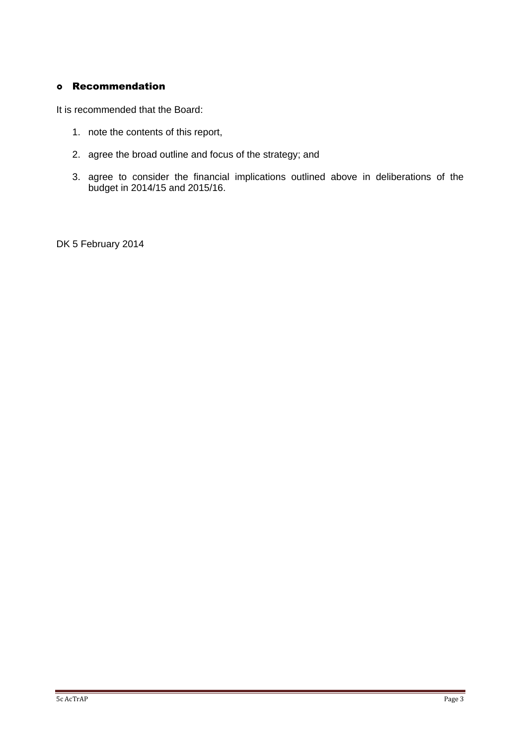- **Recommendation**

It is recommended that the Board:

1. note the contents of this report,
2. agree the broad outline and focus of the strategy; and
3. agree to consider the financial implications outlined above in deliberations of the budget in 2014/15 and 2015/16.

DK 5 February 2014